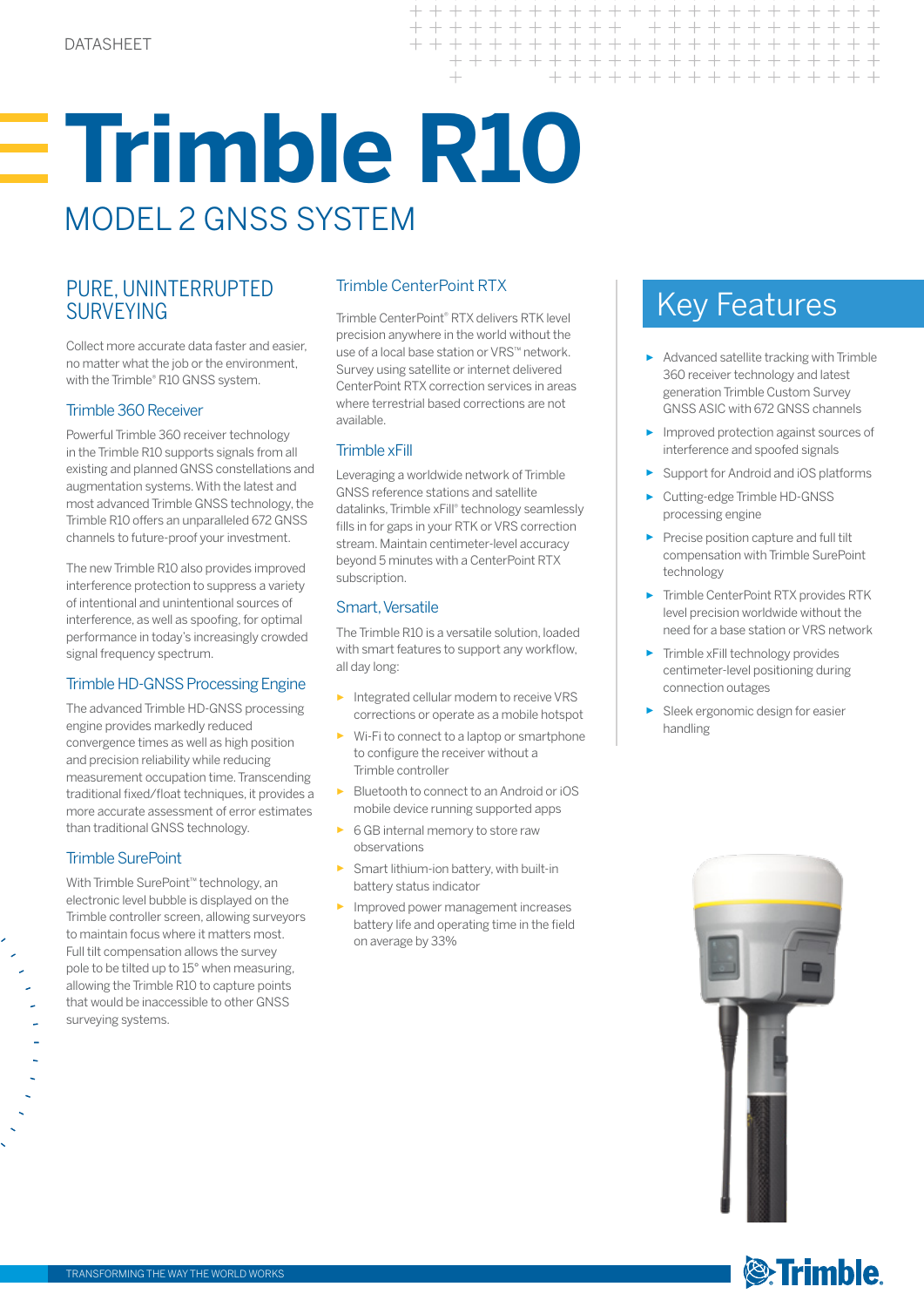DATASHEET

# Trimble R10

## MODEL 2 GNSS SYSTEM

## PURE, UNINTERRUPTED SURVEYING

Collect more accurate data faster and easier, no matter what the job or the environment, with the Trimble® R10 GNSS system.

### Trimble 360 Receiver

Powerful Trimble 360 receiver technology in the Trimble R10 supports signals from all existing and planned GNSS constellations and augmentation systems. With the latest and most advanced Trimble GNSS technology, the Trimble R10 offers an unparalleled 672 GNSS channels to future-proof your investment.

The new Trimble R10 also provides improved interference protection to suppress a variety of intentional and unintentional sources of interference, as well as spoofing, for optimal performance in today's increasingly crowded signal frequency spectrum.

### Trimble HD-GNSS Processing Engine

The advanced Trimble HD-GNSS processing engine provides markedly reduced convergence times as well as high position and precision reliability while reducing measurement occupation time. Transcending traditional fixed/float techniques, it provides a more accurate assessment of error estimates than traditional GNSS technology.

### Trimble SurePoint

With Trimble SurePoint™ technology, an electronic level bubble is displayed on the Trimble controller screen, allowing surveyors to maintain focus where it matters most. Full tilt compensation allows the survey pole to be tilted up to 15° when measuring, allowing the Trimble R10 to capture points that would be inaccessible to other GNSS surveying systems.

### Trimble CenterPoint RTX

Trimble CenterPoint® RTX delivers RTK level precision anywhere in the world without the use of a local base station or VRS™ network. Survey using satellite or internet delivered CenterPoint RTX correction services in areas where terrestrial based corrections are not available.

### Trimble xFill

Leveraging a worldwide network of Trimble GNSS reference stations and satellite datalinks, Trimble xFill® technology seamlessly fills in for gaps in your RTK or VRS correction stream. Maintain centimeter-level accuracy beyond 5 minutes with a CenterPoint RTX subscription.

### Smart, Versatile

The Trimble R10 is a versatile solution, loaded with smart features to support any workflow, all day long:

- Integrated cellular modem to receive VRS corrections or operate as a mobile hotspot
- Wi-Fi to connect to a laptop or smartphone to configure the receiver without a Trimble controller
- Bluetooth to connect to an Android or iOS mobile device running supported apps
- 6 GB internal memory to store raw observations
- Smart lithium-ion battery, with built-in battery status indicator
- Improved power management increases battery life and operating time in the field on average by 33%

## Key Features

- Advanced satellite tracking with Trimble 360 receiver technology and latest generation Trimble Custom Survey GNSS ASIC with 672 GNSS channels
- Improved protection against sources of interference and spoofed signals
- Support for Android and iOS platforms
- Cutting-edge Trimble HD-GNSS processing engine
- Precise position capture and full tilt compensation with Trimble SurePoint technology
- Trimble CenterPoint RTX provides RTK level precision worldwide without the need for a base station or VRS network
- Trimble xFill technology provides centimeter-level positioning during connection outages
- Sleek ergonomic design for easier handling

TRANSFORMING THE WAY THE WORLD WORKS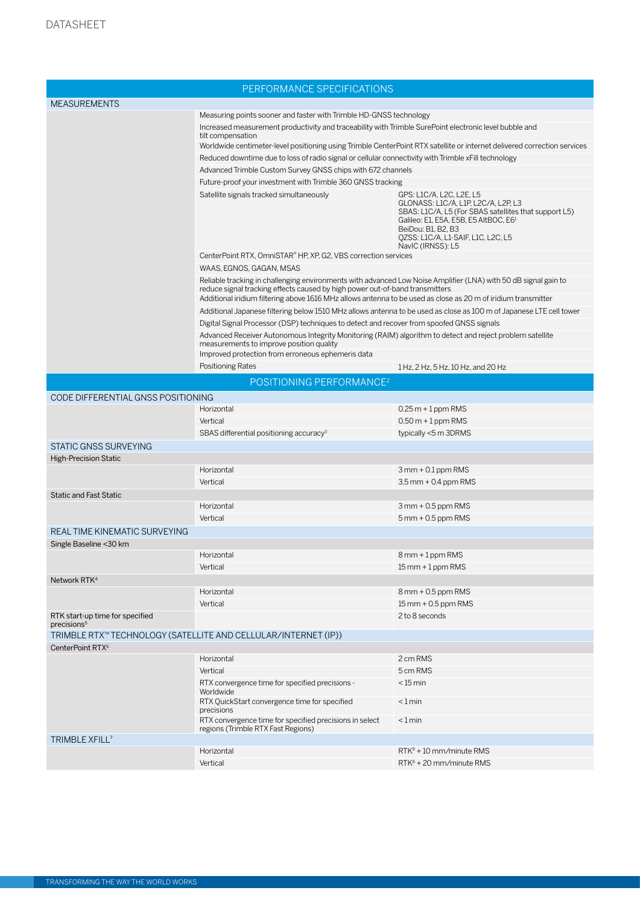| PERFORMANCE SPECIFICATIONS | | |
|---|---|---|
| **MEASUREMENTS** | | |
| | Measuring points sooner and faster with Trimble HD-GNSS technology | |
| | Increased measurement productivity and traceability with Trimble SurePoint electronic level bubble and tilt compensation | |
| | Worldwide centimeter-level positioning using Trimble CenterPoint RTX satellite or internet delivered correction services | |
| | Reduced downtime due to loss of radio signal or cellular connectivity with Trimble xFill technology | |
| | Advanced Trimble Custom Survey GNSS chips with 672 channels | |
| | Future-proof your investment with Trimble 360 GNSS tracking | |
| | Satellite signals tracked simultaneously | GPS: L1C/A, L2C, L2E, L5<br>GLONASS: L1C/A, L1P, L2C/A, L2P, L3<br>SBAS: L1C/A, L5 (For SBAS satellites that support L5)<br>Galileo: E1, E5A, E5B, E5 AltBOC, E6[1]<br>BeiDou: B1, B2, B3<br>QZSS: L1C/A, L1-SAIF, L1C, L2C, L5<br>NavIC (IRNSS): L5 |
| | CenterPoint RTX, OmniSTAR® HP, XP, G2, VBS correction services | |
| | WAAS, EGNOS, GAGAN, MSAS | |
| | Reliable tracking in challenging environments with advanced Low Noise Amplifier (LNA) with 50 dB signal gain to reduce signal tracking effects caused by high power out-of-band transmitters | |
| | Additional iridium filtering above 1616 MHz allows antenna to be used as close as 20 m of iridium transmitter | |
| | Additional Japanese filtering below 1510 MHz allows antenna to be used as close as 100 m of Japanese LTE cell tower | |
| | Digital Signal Processor (DSP) techniques to detect and recover from spoofed GNSS signals | |
| | Advanced Receiver Autonomous Integrity Monitoring (RAIM) algorithm to detect and reject problem satellite measurements to improve position quality | |
| | Improved protection from erroneous ephemeris data | |
| | Positioning Rates | 1 Hz, 2 Hz, 5 Hz, 10 Hz, and 20 Hz |

| POSITIONING PERFORMANCE[2] | | |
|---|---|---|
| **CODE DIFFERENTIAL GNSS POSITIONING** | | |
| | Horizontal | 0.25 m + 1 ppm RMS |
| | Vertical | 0.50 m + 1 ppm RMS |
| | SBAS differential positioning accuracy[3] | typically <5 m 3DRMS |
| **STATIC GNSS SURVEYING** | | |
| High-Precision Static | | |
| | Horizontal | 3 mm + 0.1 ppm RMS |
| | Vertical | 3.5 mm + 0.4 ppm RMS |
| Static and Fast Static | | |
| | Horizontal | 3 mm + 0.5 ppm RMS |
| | Vertical | 5 mm + 0.5 ppm RMS |
| **REAL TIME KINEMATIC SURVEYING** | | |
| Single Baseline <30 km | | |
| | Horizontal | 8 mm + 1 ppm RMS |
| | Vertical | 15 mm + 1 ppm RMS |
| Network RTK[4] | | |
| | Horizontal | 8 mm + 0.5 ppm RMS |
| | Vertical | 15 mm + 0.5 ppm RMS |
| RTK start-up time for specified precisions[5] | | 2 to 8 seconds |
| **TRIMBLE RTX™ TECHNOLOGY (SATELLITE AND CELLULAR/INTERNET (IP))** | | |
| CenterPoint RTX[6] | | |
| | Horizontal | 2 cm RMS |
| | Vertical | 5 cm RMS |
| | RTX convergence time for specified precisions - Worldwide | < 15 min |
| | RTX QuickStart convergence time for specified precisions | < 1 min |
| | RTX convergence time for specified precisions in select regions (Trimble RTX Fast Regions) | < 1 min |
| **TRIMBLE XFILL[7]** | | |
| | Horizontal | RTK[8] + 10 mm/minute RMS |
| | Vertical | RTK[8] + 20 mm/minute RMS |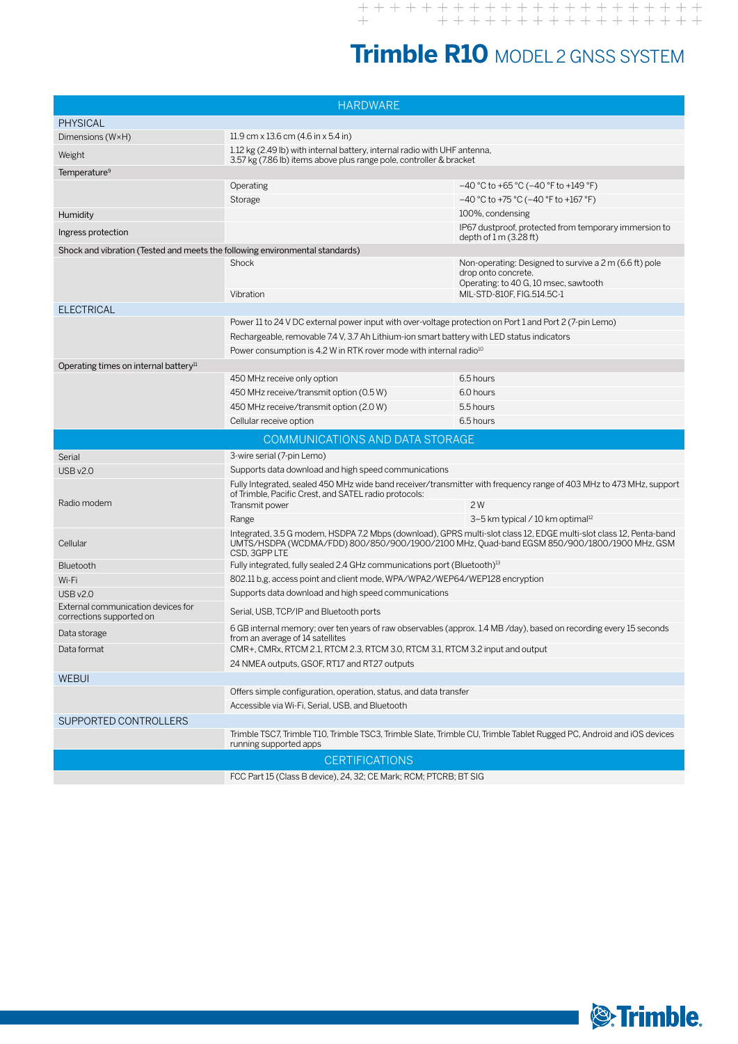# Trimble R10 MODEL 2 GNSS SYSTEM

## HARDWARE

| | | |
|---|---|---|
| **PHYSICAL** | | |
| Dimensions (W×H) | 11.9 cm x 13.6 cm (4.6 in x 5.4 in) | |
| Weight | 1.12 kg (2.49 lb) with internal battery, internal radio with UHF antenna, 3.57 kg (7.86 lb) items above plus range pole, controller & bracket | |
| Temperature[9] | | |
| | Operating | −40 °C to +65 °C (−40 °F to +149 °F) |
| | Storage | −40 °C to +75 °C (−40 °F to +167 °F) |
| Humidity | | 100%, condensing |
| Ingress protection | | IP67 dustproof, protected from temporary immersion to depth of 1 m (3.28 ft) |
| Shock and vibration (Tested and meets the following environmental standards) | | |
| | Shock | Non-operating: Designed to survive a 2 m (6.6 ft) pole drop onto concrete. Operating: to 40 G, 10 msec, sawtooth |
| | Vibration | MIL-STD-810F, FIG.514.5C-1 |
| **ELECTRICAL** | | |
| | Power 11 to 24 V DC external power input with over-voltage protection on Port 1 and Port 2 (7-pin Lemo) | |
| | Rechargeable, removable 7.4 V, 3.7 Ah Lithium-ion smart battery with LED status indicators | |
| | Power consumption is 4.2 W in RTK rover mode with internal radio[10] | |
| Operating times on internal battery[11] | | |
| | 450 MHz receive only option | 6.5 hours |
| | 450 MHz receive/transmit option (0.5 W) | 6.0 hours |
| | 450 MHz receive/transmit option (2.0 W) | 5.5 hours |
| | Cellular receive option | 6.5 hours |

## COMMUNICATIONS AND DATA STORAGE

| | | |
|---|---|---|
| Serial | 3-wire serial (7-pin Lemo) | |
| USB v2.0 | Supports data download and high speed communications | |
| Radio modem | Fully Integrated, sealed 450 MHz wide band receiver/transmitter with frequency range of 403 MHz to 473 MHz, support of Trimble, Pacific Crest, and SATEL radio protocols: | |
| | Transmit power | 2 W |
| | Range | 3–5 km typical / 10 km optimal[12] |
| Cellular | Integrated, 3.5 G modem, HSDPA 7.2 Mbps (download), GPRS multi-slot class 12, EDGE multi-slot class 12, Penta-band UMTS/HSDPA (WCDMA/FDD) 800/850/900/1900/2100 MHz, Quad-band EGSM 850/900/1800/1900 MHz, GSM CSD, 3GPP LTE | |
| Bluetooth | Fully integrated, fully sealed 2.4 GHz communications port (Bluetooth)[13] | |
| Wi-Fi | 802.11 b,g, access point and client mode, WPA/WPA2/WEP64/WEP128 encryption | |
| USB v2.0 | Supports data download and high speed communications | |
| External communication devices for corrections supported on | Serial, USB, TCP/IP and Bluetooth ports | |
| Data storage | 6 GB internal memory; over ten years of raw observables (approx. 1.4 MB /day), based on recording every 15 seconds from an average of 14 satellites | |
| Data format | CMR+, CMRx, RTCM 2.1, RTCM 2.3, RTCM 3.0, RTCM 3.1, RTCM 3.2 input and output | |
| | 24 NMEA outputs, GSOF, RT17 and RT27 outputs | |
| **WEBUI** | | |
| | Offers simple configuration, operation, status, and data transfer | |
| | Accessible via Wi-Fi, Serial, USB, and Bluetooth | |
| **SUPPORTED CONTROLLERS** | | |
| | Trimble TSC7, Trimble T10, Trimble TSC3, Trimble Slate, Trimble CU, Trimble Tablet Rugged PC, Android and iOS devices running supported apps | |

## CERTIFICATIONS

| | |
|---|---|
| | FCC Part 15 (Class B device), 24, 32; CE Mark; RCM; PTCRB; BT SIG |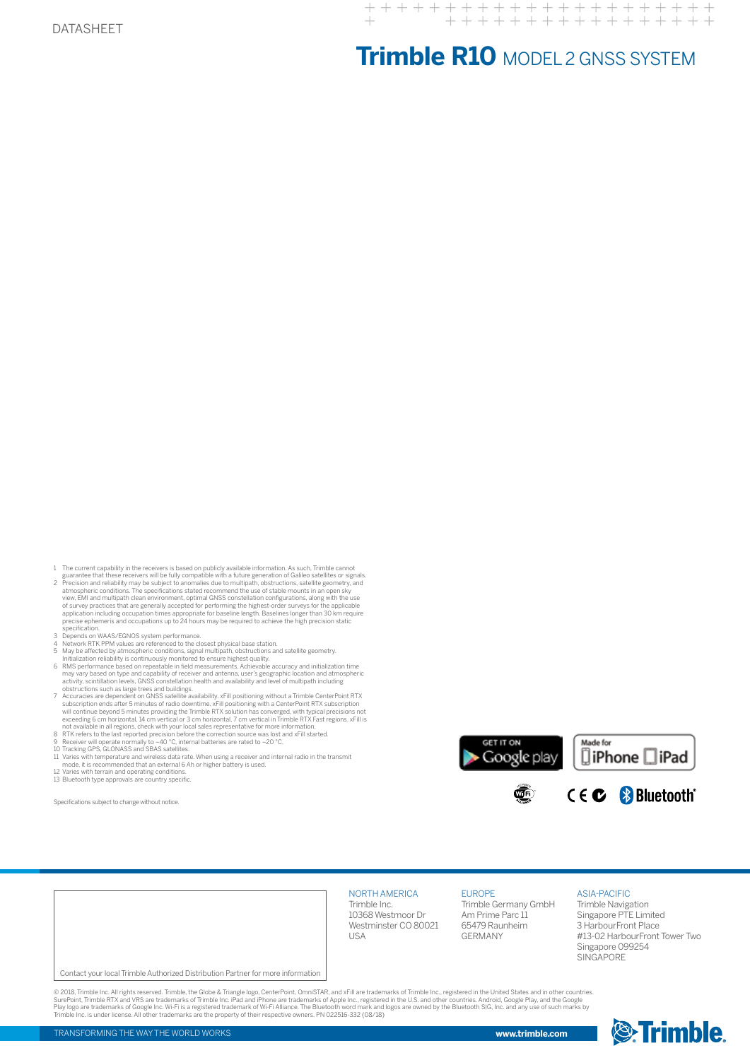DATASHEET

# Trimble R10 MODEL 2 GNSS SYSTEM

1. The current capability in the receivers is based on publicly available information. As such, Trimble cannot guarantee that these receivers will be fully compatible with a future generation of Galileo satellites or signals.
2. Precision and reliability may be subject to anomalies due to multipath, obstructions, satellite geometry, and atmospheric conditions. The specifications stated recommend the use of stable mounts in an open sky view, EMI and multipath clean environment, optimal GNSS constellation configurations, along with the use of survey practices that are generally accepted for performing the highest-order surveys for the applicable application including occupation times appropriate for baseline length. Baselines longer than 30 km require precise ephemeris and occupations up to 24 hours may be required to achieve the high precision static specification.
3. Depends on WAAS/EGNOS system performance.
4. Network RTK PPM values are referenced to the closest physical base station.
5. May be affected by atmospheric conditions, signal multipath, obstructions and satellite geometry. Initialization reliability is continuously monitored to ensure highest quality.
6. RMS performance based on repeatable in field measurements. Achievable accuracy and initialization time may vary based on type and capability of receiver and antenna, user's geographic location and atmospheric activity, scintillation levels, GNSS constellation health and availability and level of multipath including obstructions such as large trees and buildings.
7. Accuracies are dependent on GNSS satellite availability. xFill positioning without a Trimble CenterPoint RTX subscription ends after 5 minutes of radio downtime. xFill positioning with a CenterPoint RTX subscription will continue beyond 5 minutes providing the Trimble RTX solution has converged, with typical precisions not exceeding 6 cm horizontal, 14 cm vertical or 3 cm horizontal, 7 cm vertical in Trimble RTX Fast regions. xFill is not available in all regions, check with your local sales representative for more information.
8. RTK refers to the last reported precision before the correction source was lost and xFill started.
9. Receiver will operate normally to –40 °C, internal batteries are rated to –20 °C.
10. Tracking GPS, GLONASS and SBAS satellites.
11. Varies with temperature and wireless data rate. When using a receiver and internal radio in the transmit mode, it is recommended that an external 6 Ah or higher battery is used.
12. Varies with terrain and operating conditions.
13. Bluetooth type approvals are country specific.

Specifications subject to change without notice.

GET IT ON Google play | Made for iPhone iPad | Wi-Fi CERTIFIED | CE | Bluetooth®

Contact your local Trimble Authorized Distribution Partner for more information

NORTH AMERICA
Trimble Inc.
10368 Westmoor Dr
Westminster CO 80021
USA

EUROPE
Trimble Germany GmbH
Am Prime Parc 11
65479 Raunheim
GERMANY

ASIA-PACIFIC
Trimble Navigation
Singapore PTE Limited
3 HarbourFront Place
#13-02 HarbourFront Tower Two
Singapore 099254
SINGAPORE

© 2018, Trimble Inc. All rights reserved. Trimble, the Globe & Triangle logo, CenterPoint, OmniSTAR, and xFill are trademarks of Trimble Inc., registered in the United States and in other countries. SurePoint, Trimble RTX and VRS are trademarks of Trimble Inc. iPad and iPhone are trademarks of Apple Inc., registered in the U.S. and other countries. Android, Google Play, and the Google Play logo are trademarks of Google Inc. Wi-Fi is a registered trademark of Wi-Fi Alliance. The Bluetooth word mark and logos are owned by the Bluetooth SIG, Inc. and any use of such marks by Trimble Inc. is under license. All other trademarks are the property of their respective owners. PN 022516-332 (08/18)

TRANSFORMING THE WAY THE WORLD WORKS

www.trimble.com

Trimble.